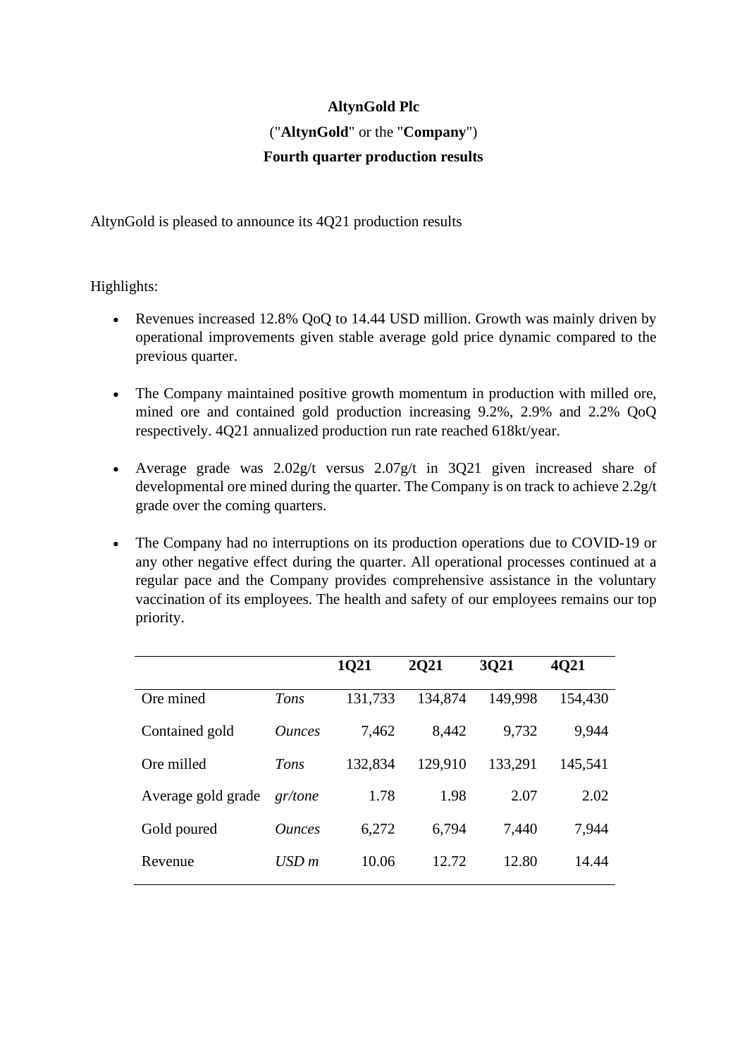**AltynGold Plc**

("**AltynGold**" or the "**Company**")

**Fourth quarter production results**

AltynGold is pleased to announce its 4Q21 production results

Highlights:

- Revenues increased 12.8% QoQ to 14.44 USD million. Growth was mainly driven by operational improvements given stable average gold price dynamic compared to the previous quarter.
- The Company maintained positive growth momentum in production with milled ore, mined ore and contained gold production increasing 9.2%, 2.9% and 2.2% QoQ respectively. 4Q21 annualized production run rate reached 618kt/year.
- Average grade was 2.02g/t versus 2.07g/t in 3Q21 given increased share of developmental ore mined during the quarter. The Company is on track to achieve 2.2g/t grade over the coming quarters.
- The Company had no interruptions on its production operations due to COVID-19 or any other negative effect during the quarter. All operational processes continued at a regular pace and the Company provides comprehensive assistance in the voluntary vaccination of its employees. The health and safety of our employees remains our top priority.

| | | **1Q21** | **2Q21** | **3Q21** | **4Q21** |
|---|---|---|---|---|---|
| Ore mined | *Tons* | 131,733 | 134,874 | 149,998 | 154,430 |
| Contained gold | *Ounces* | 7,462 | 8,442 | 9,732 | 9,944 |
| Ore milled | *Tons* | 132,834 | 129,910 | 133,291 | 145,541 |
| Average gold grade | *gr/tone* | 1.78 | 1.98 | 2.07 | 2.02 |
| Gold poured | *Ounces* | 6,272 | 6,794 | 7,440 | 7,944 |
| Revenue | *USD m* | 10.06 | 12.72 | 12.80 | 14.44 |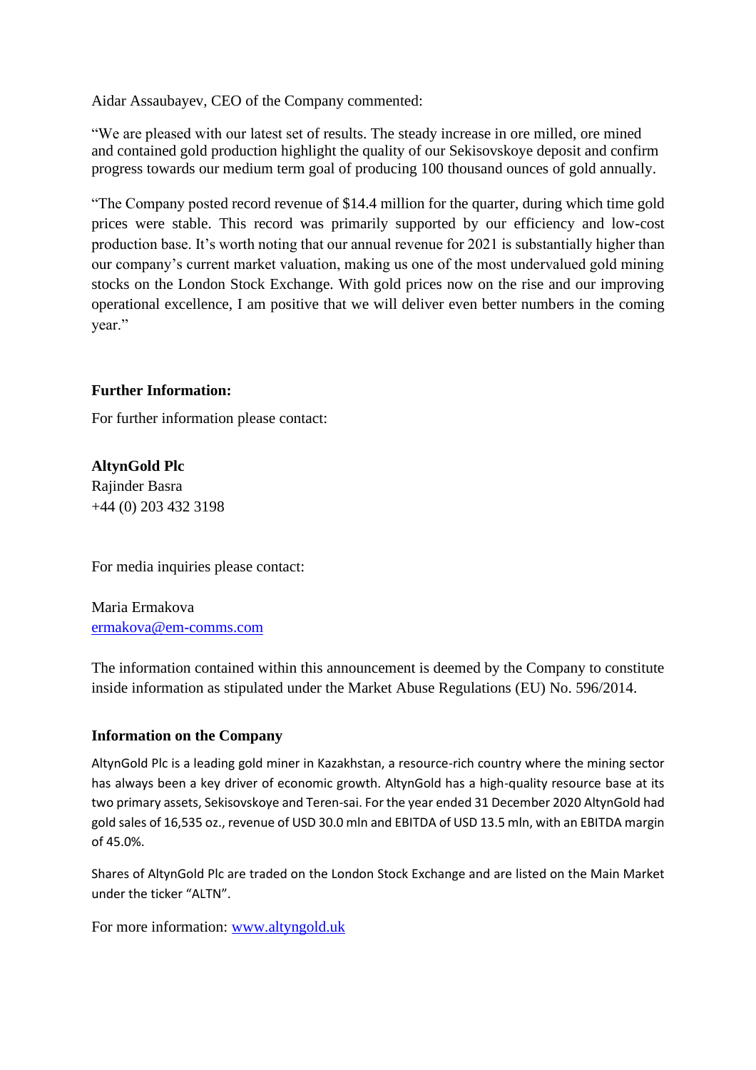Aidar Assaubayev, CEO of the Company commented:

"We are pleased with our latest set of results. The steady increase in ore milled, ore mined and contained gold production highlight the quality of our Sekisovskoye deposit and confirm progress towards our medium term goal of producing 100 thousand ounces of gold annually.

"The Company posted record revenue of $14.4 million for the quarter, during which time gold prices were stable. This record was primarily supported by our efficiency and low-cost production base. It's worth noting that our annual revenue for 2021 is substantially higher than our company's current market valuation, making us one of the most undervalued gold mining stocks on the London Stock Exchange. With gold prices now on the rise and our improving operational excellence, I am positive that we will deliver even better numbers in the coming year."

**Further Information:**

For further information please contact:

**AltynGold Plc**
Rajinder Basra
+44 (0) 203 432 3198

For media inquiries please contact:

Maria Ermakova
ermakova@em-comms.com

The information contained within this announcement is deemed by the Company to constitute inside information as stipulated under the Market Abuse Regulations (EU) No. 596/2014.

**Information on the Company**

AltynGold Plc is a leading gold miner in Kazakhstan, a resource-rich country where the mining sector has always been a key driver of economic growth. AltynGold has a high-quality resource base at its two primary assets, Sekisovskoye and Teren-sai. For the year ended 31 December 2020 AltynGold had gold sales of 16,535 oz., revenue of USD 30.0 mln and EBITDA of USD 13.5 mln, with an EBITDA margin of 45.0%.

Shares of AltynGold Plc are traded on the London Stock Exchange and are listed on the Main Market under the ticker "ALTN".

For more information: www.altyngold.uk